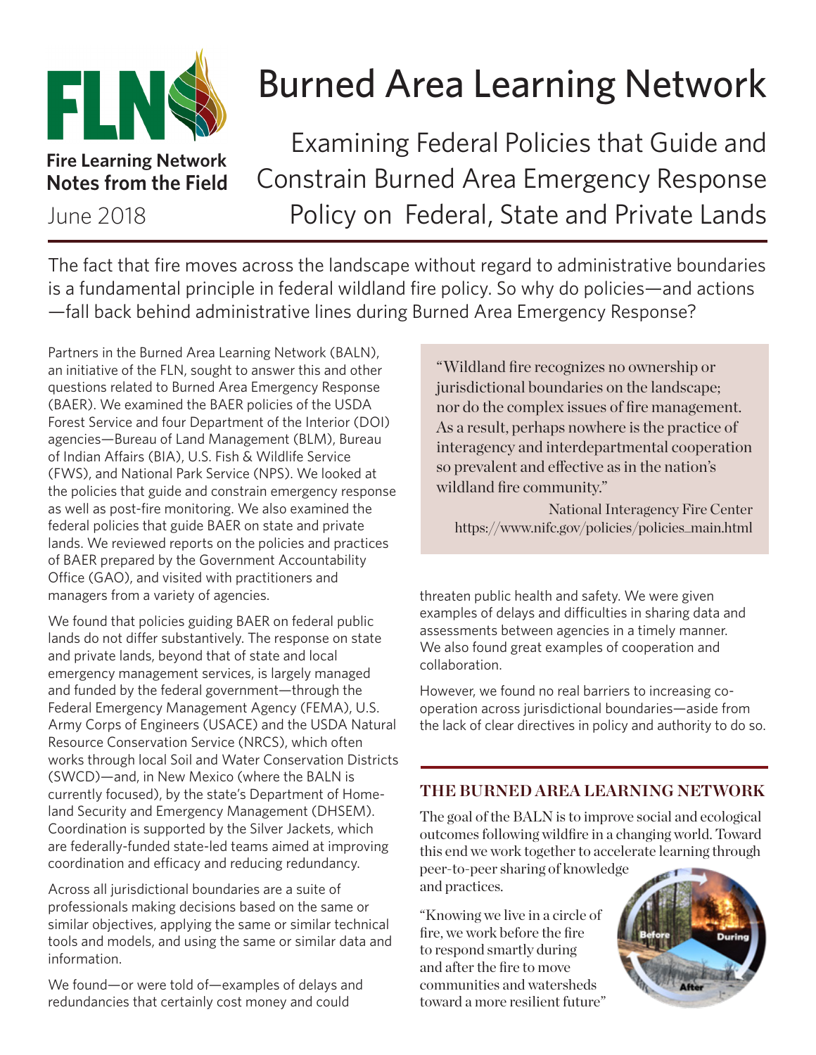# Burned Area Learning Network

**Fire Learning Network**
**Notes from the Field**

June 2018

## Examining Federal Policies that Guide and Constrain Burned Area Emergency Response Policy on Federal, State and Private Lands

The fact that fire moves across the landscape without regard to administrative boundaries is a fundamental principle in federal wildland fire policy. So why do policies—and actions—fall back behind administrative lines during Burned Area Emergency Response?

Partners in the Burned Area Learning Network (BALN), an initiative of the FLN, sought to answer this and other questions related to Burned Area Emergency Response (BAER). We examined the BAER policies of the USDA Forest Service and four Department of the Interior (DOI) agencies—Bureau of Land Management (BLM), Bureau of Indian Affairs (BIA), U.S. Fish & Wildlife Service (FWS), and National Park Service (NPS). We looked at the policies that guide and constrain emergency response as well as post-fire monitoring. We also examined the federal policies that guide BAER on state and private lands. We reviewed reports on the policies and practices of BAER prepared by the Government Accountability Office (GAO), and visited with practitioners and managers from a variety of agencies.

We found that policies guiding BAER on federal public lands do not differ substantively. The response on state and private lands, beyond that of state and local emergency management services, is largely managed and funded by the federal government—through the Federal Emergency Management Agency (FEMA), U.S. Army Corps of Engineers (USACE) and the USDA Natural Resource Conservation Service (NRCS), which often works through local Soil and Water Conservation Districts (SWCD)—and, in New Mexico (where the BALN is currently focused), by the state's Department of Homeland Security and Emergency Management (DHSEM). Coordination is supported by the Silver Jackets, which are federally-funded state-led teams aimed at improving coordination and efficacy and reducing redundancy.

Across all jurisdictional boundaries are a suite of professionals making decisions based on the same or similar objectives, applying the same or similar technical tools and models, and using the same or similar data and information.

We found—or were told of—examples of delays and redundancies that certainly cost money and could threaten public health and safety. We were given examples of delays and difficulties in sharing data and assessments between agencies in a timely manner. We also found great examples of cooperation and collaboration.

However, we found no real barriers to increasing co-operation across jurisdictional boundaries—aside from the lack of clear directives in policy and authority to do so.

> "Wildland fire recognizes no ownership or jurisdictional boundaries on the landscape; nor do the complex issues of fire management. As a result, perhaps nowhere is the practice of interagency and interdepartmental cooperation so prevalent and effective as in the nation's wildland fire community."
>
> National Interagency Fire Center
> https://www.nifc.gov/policies/policies_main.html

### THE BURNED AREA LEARNING NETWORK

The goal of the BALN is to improve social and ecological outcomes following wildfire in a changing world. Toward this end we work together to accelerate learning through peer-to-peer sharing of knowledge and practices.

"Knowing we live in a circle of fire, we work before the fire to respond smartly during and after the fire to move communities and watersheds toward a more resilient future"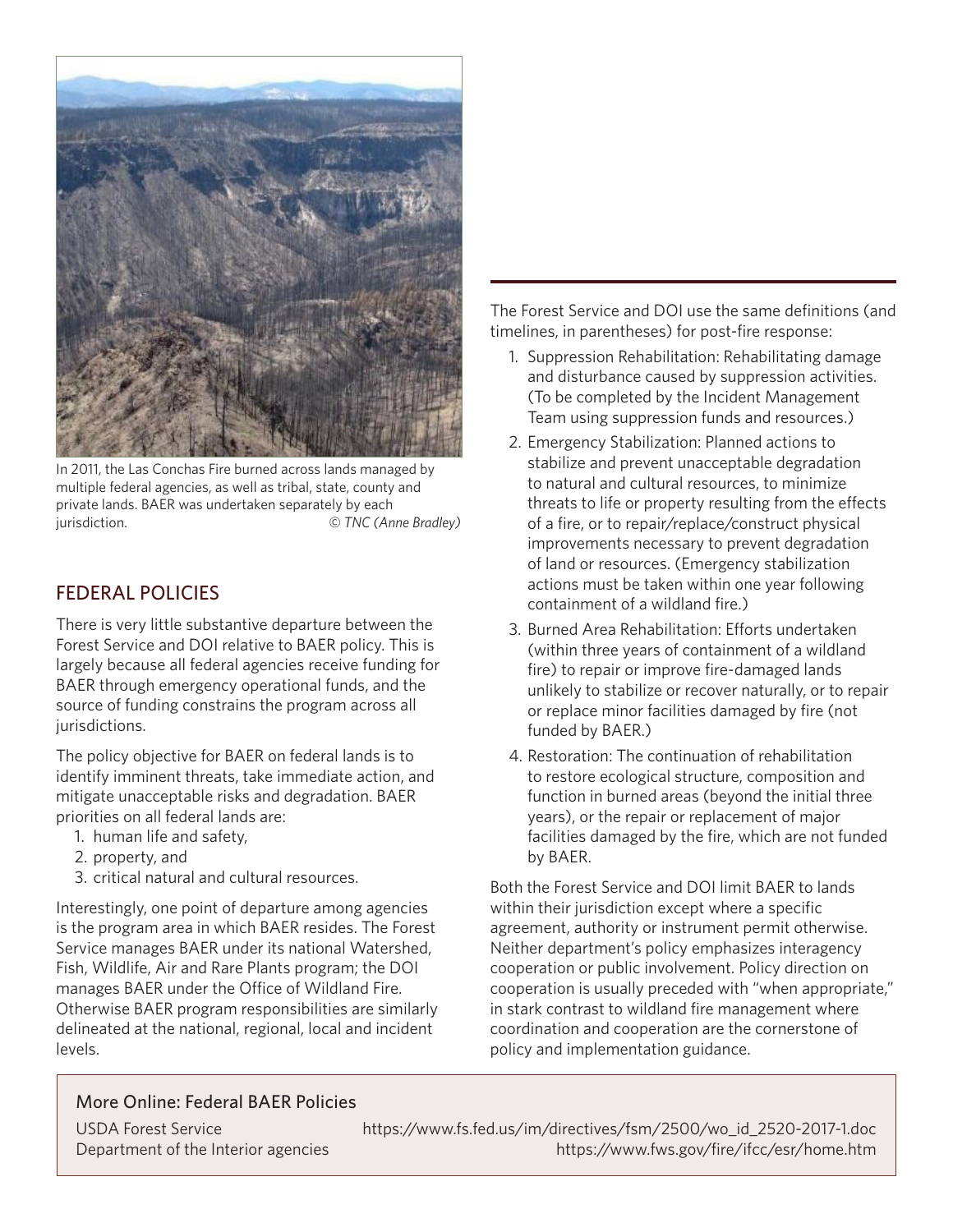In 2011, the Las Conchas Fire burned across lands managed by multiple federal agencies, as well as tribal, state, county and private lands. BAER was undertaken separately by each jurisdiction. © *TNC (Anne Bradley)*

## FEDERAL POLICIES

There is very little substantive departure between the Forest Service and DOI relative to BAER policy. This is largely because all federal agencies receive funding for BAER through emergency operational funds, and the source of funding constrains the program across all jurisdictions.

The policy objective for BAER on federal lands is to identify imminent threats, take immediate action, and mitigate unacceptable risks and degradation. BAER priorities on all federal lands are:

1. human life and safety,
2. property, and
3. critical natural and cultural resources.

Interestingly, one point of departure among agencies is the program area in which BAER resides. The Forest Service manages BAER under its national Watershed, Fish, Wildlife, Air and Rare Plants program; the DOI manages BAER under the Office of Wildland Fire. Otherwise BAER program responsibilities are similarly delineated at the national, regional, local and incident levels.

The Forest Service and DOI use the same definitions (and timelines, in parentheses) for post-fire response:

1. Suppression Rehabilitation: Rehabilitating damage and disturbance caused by suppression activities. (To be completed by the Incident Management Team using suppression funds and resources.)
2. Emergency Stabilization: Planned actions to stabilize and prevent unacceptable degradation to natural and cultural resources, to minimize threats to life or property resulting from the effects of a fire, or to repair/replace/construct physical improvements necessary to prevent degradation of land or resources. (Emergency stabilization actions must be taken within one year following containment of a wildland fire.)
3. Burned Area Rehabilitation: Efforts undertaken (within three years of containment of a wildland fire) to repair or improve fire-damaged lands unlikely to stabilize or recover naturally, or to repair or replace minor facilities damaged by fire (not funded by BAER.)
4. Restoration: The continuation of rehabilitation to restore ecological structure, composition and function in burned areas (beyond the initial three years), or the repair or replacement of major facilities damaged by the fire, which are not funded by BAER.

Both the Forest Service and DOI limit BAER to lands within their jurisdiction except where a specific agreement, authority or instrument permit otherwise. Neither department's policy emphasizes interagency cooperation or public involvement. Policy direction on cooperation is usually preceded with "when appropriate," in stark contrast to wildland fire management where coordination and cooperation are the cornerstone of policy and implementation guidance.

### More Online: Federal BAER Policies

USDA Forest Service https://www.fs.fed.us/im/directives/fsm/2500/wo_id_2520-2017-1.doc

Department of the Interior agencies https://www.fws.gov/fire/ifcc/esr/home.htm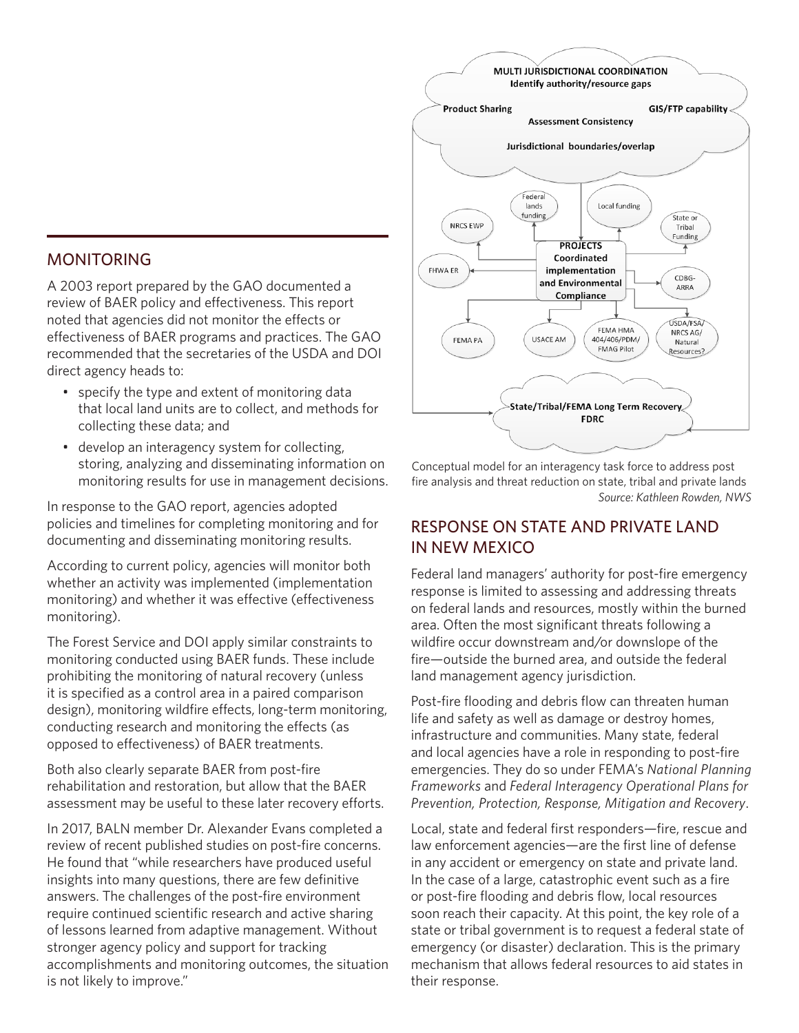## MONITORING

A 2003 report prepared by the GAO documented a review of BAER policy and effectiveness. This report noted that agencies did not monitor the effects or effectiveness of BAER programs and practices. The GAO recommended that the secretaries of the USDA and DOI direct agency heads to:

- specify the type and extent of monitoring data that local land units are to collect, and methods for collecting these data; and
- develop an interagency system for collecting, storing, analyzing and disseminating information on monitoring results for use in management decisions.

In response to the GAO report, agencies adopted policies and timelines for completing monitoring and for documenting and disseminating monitoring results.

According to current policy, agencies will monitor both whether an activity was implemented (implementation monitoring) and whether it was effective (effectiveness monitoring).

The Forest Service and DOI apply similar constraints to monitoring conducted using BAER funds. These include prohibiting the monitoring of natural recovery (unless it is specified as a control area in a paired comparison design), monitoring wildfire effects, long-term monitoring, conducting research and monitoring the effects (as opposed to effectiveness) of BAER treatments.

Both also clearly separate BAER from post-fire rehabilitation and restoration, but allow that the BAER assessment may be useful to these later recovery efforts.

In 2017, BALN member Dr. Alexander Evans completed a review of recent published studies on post-fire concerns. He found that "while researchers have produced useful insights into many questions, there are few definitive answers. The challenges of the post-fire environment require continued scientific research and active sharing of lessons learned from adaptive management. Without stronger agency policy and support for tracking accomplishments and monitoring outcomes, the situation is not likely to improve."

MULTI JURISDICTIONAL COORDINATION
Identify authority/resource gaps
Product Sharing
GIS/FTP capability
Assessment Consistency
Jurisdictional boundaries/overlap

Federal lands funding
Local funding
State or Tribal Funding
NRCS EWP
PROJECTS Coordinated implementation and Environmental Compliance
FHWA ER
CDBG-ARRA
FEMA PA
USACE AM
FEMA HMA 404/406/PDM/ FMAG Pilot
USDA/FSA/ NRCS AG/ Natural Resources?

State/Tribal/FEMA Long Term Recovery
FDRC

Conceptual model for an interagency task force to address post fire analysis and threat reduction on state, tribal and private lands
*Source: Kathleen Rowden, NWS*

## RESPONSE ON STATE AND PRIVATE LAND IN NEW MEXICO

Federal land managers' authority for post-fire emergency response is limited to assessing and addressing threats on federal lands and resources, mostly within the burned area. Often the most significant threats following a wildfire occur downstream and/or downslope of the fire—outside the burned area, and outside the federal land management agency jurisdiction.

Post-fire flooding and debris flow can threaten human life and safety as well as damage or destroy homes, infrastructure and communities. Many state, federal and local agencies have a role in responding to post-fire emergencies. They do so under FEMA's *National Planning Frameworks* and *Federal Interagency Operational Plans for Prevention, Protection, Response, Mitigation and Recovery*.

Local, state and federal first responders—fire, rescue and law enforcement agencies—are the first line of defense in any accident or emergency on state and private land. In the case of a large, catastrophic event such as a fire or post-fire flooding and debris flow, local resources soon reach their capacity. At this point, the key role of a state or tribal government is to request a federal state of emergency (or disaster) declaration. This is the primary mechanism that allows federal resources to aid states in their response.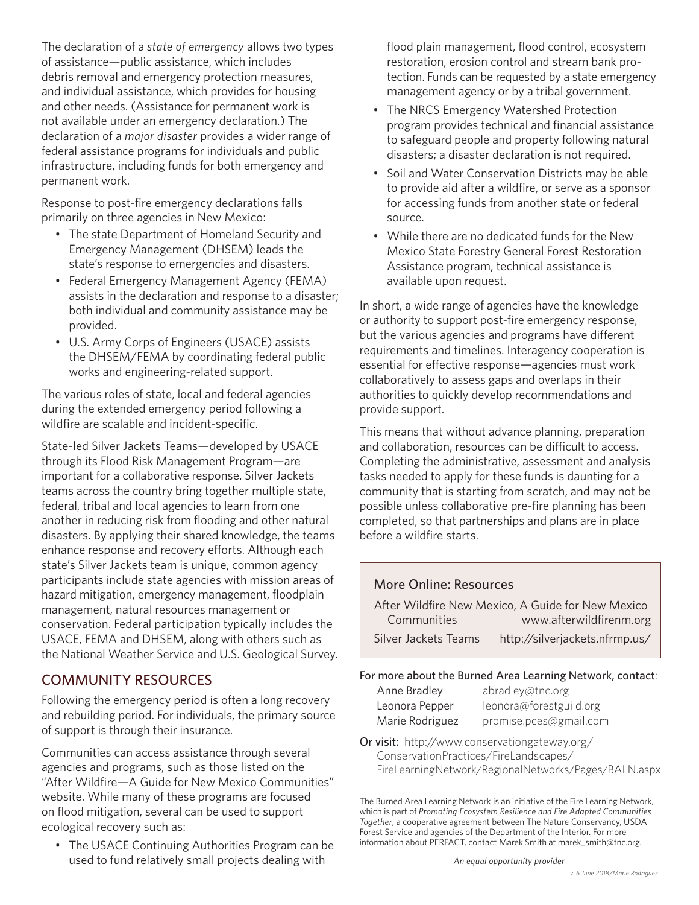The declaration of a *state of emergency* allows two types of assistance—public assistance, which includes debris removal and emergency protection measures, and individual assistance, which provides for housing and other needs. (Assistance for permanent work is not available under an emergency declaration.) The declaration of a *major disaster* provides a wider range of federal assistance programs for individuals and public infrastructure, including funds for both emergency and permanent work.

Response to post-fire emergency declarations falls primarily on three agencies in New Mexico:

- The state Department of Homeland Security and Emergency Management (DHSEM) leads the state's response to emergencies and disasters.
- Federal Emergency Management Agency (FEMA) assists in the declaration and response to a disaster; both individual and community assistance may be provided.
- U.S. Army Corps of Engineers (USACE) assists the DHSEM/FEMA by coordinating federal public works and engineering-related support.

The various roles of state, local and federal agencies during the extended emergency period following a wildfire are scalable and incident-specific.

State-led Silver Jackets Teams—developed by USACE through its Flood Risk Management Program—are important for a collaborative response. Silver Jackets teams across the country bring together multiple state, federal, tribal and local agencies to learn from one another in reducing risk from flooding and other natural disasters. By applying their shared knowledge, the teams enhance response and recovery efforts. Although each state's Silver Jackets team is unique, common agency participants include state agencies with mission areas of hazard mitigation, emergency management, floodplain management, natural resources management or conservation. Federal participation typically includes the USACE, FEMA and DHSEM, along with others such as the National Weather Service and U.S. Geological Survey.

## COMMUNITY RESOURCES

Following the emergency period is often a long recovery and rebuilding period. For individuals, the primary source of support is through their insurance.

Communities can access assistance through several agencies and programs, such as those listed on the "After Wildfire—A Guide for New Mexico Communities" website. While many of these programs are focused on flood mitigation, several can be used to support ecological recovery such as:

- The USACE Continuing Authorities Program can be used to fund relatively small projects dealing with flood plain management, flood control, ecosystem restoration, erosion control and stream bank protection. Funds can be requested by a state emergency management agency or by a tribal government.
- The NRCS Emergency Watershed Protection program provides technical and financial assistance to safeguard people and property following natural disasters; a disaster declaration is not required.
- Soil and Water Conservation Districts may be able to provide aid after a wildfire, or serve as a sponsor for accessing funds from another state or federal source.
- While there are no dedicated funds for the New Mexico State Forestry General Forest Restoration Assistance program, technical assistance is available upon request.

In short, a wide range of agencies have the knowledge or authority to support post-fire emergency response, but the various agencies and programs have different requirements and timelines. Interagency cooperation is essential for effective response—agencies must work collaboratively to assess gaps and overlaps in their authorities to quickly develop recommendations and provide support.

This means that without advance planning, preparation and collaboration, resources can be difficult to access. Completing the administrative, assessment and analysis tasks needed to apply for these funds is daunting for a community that is starting from scratch, and may not be possible unless collaborative pre-fire planning has been completed, so that partnerships and plans are in place before a wildfire starts.

### More Online: Resources

After Wildfire New Mexico, A Guide for New Mexico Communities www.afterwildfirenm.org

Silver Jackets Teams http://silverjackets.nfrmp.us/

For more about the Burned Area Learning Network, contact:

Anne Bradley abradley@tnc.org
Leonora Pepper leonora@forestguild.org
Marie Rodriguez promise.pces@gmail.com

Or visit: http://www.conservationgateway.org/ConservationPractices/FireLandscapes/FireLearningNetwork/RegionalNetworks/Pages/BALN.aspx

The Burned Area Learning Network is an initiative of the Fire Learning Network, which is part of *Promoting Ecosystem Resilience and Fire Adapted Communities Together*, a cooperative agreement between The Nature Conservancy, USDA Forest Service and agencies of the Department of the Interior. For more information about PERFACT, contact Marek Smith at marek_smith@tnc.org.

*An equal opportunity provider*

*v. 6 June 2018/Marie Rodriguez*